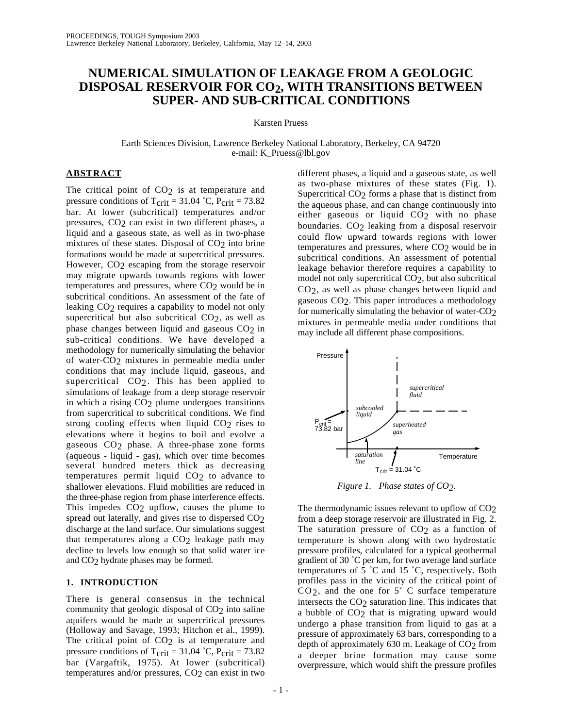PROCEEDINGS, TOUGH Symposium 2003
Lawrence Berkeley National Laboratory, Berkeley, California, May 12–14, 2003

# NUMERICAL SIMULATION OF LEAKAGE FROM A GEOLOGIC DISPOSAL RESERVOIR FOR $CO_2$, WITH TRANSITIONS BETWEEN SUPER- AND SUB-CRITICAL CONDITIONS

Karsten Pruess

Earth Sciences Division, Lawrence Berkeley National Laboratory, Berkeley, CA 94720
e-mail: K_Pruess@lbl.gov

## ABSTRACT

The critical point of $CO_2$ is at temperature and pressure conditions of $T_{crit}$ = 31.04 ˚C, $P_{crit}$ = 73.82 bar. At lower (subcritical) temperatures and/or pressures, $CO_2$ can exist in two different phases, a liquid and a gaseous state, as well as in two-phase mixtures of these states. Disposal of $CO_2$ into brine formations would be made at supercritical pressures. However, $CO_2$ escaping from the storage reservoir may migrate upwards towards regions with lower temperatures and pressures, where $CO_2$ would be in subcritical conditions. An assessment of the fate of leaking $CO_2$ requires a capability to model not only supercritical but also subcritical $CO_2$, as well as phase changes between liquid and gaseous $CO_2$ in sub-critical conditions. We have developed a methodology for numerically simulating the behavior of water-$CO_2$ mixtures in permeable media under conditions that may include liquid, gaseous, and supercritical $CO_2$. This has been applied to simulations of leakage from a deep storage reservoir in which a rising $CO_2$ plume undergoes transitions from supercritical to subcritical conditions. We find strong cooling effects when liquid $CO_2$ rises to elevations where it begins to boil and evolve a gaseous $CO_2$ phase. A three-phase zone forms (aqueous - liquid - gas), which over time becomes several hundred meters thick as decreasing temperatures permit liquid $CO_2$ to advance to shallower elevations. Fluid mobilities are reduced in the three-phase region from phase interference effects. This impedes $CO_2$ upflow, causes the plume to spread out laterally, and gives rise to dispersed $CO_2$ discharge at the land surface. Our simulations suggest that temperatures along a $CO_2$ leakage path may decline to levels low enough so that solid water ice and $CO_2$ hydrate phases may be formed.

## 1. INTRODUCTION

There is general consensus in the technical community that geologic disposal of $CO_2$ into saline aquifers would be made at supercritical pressures (Holloway and Savage, 1993; Hitchon et al., 1999). The critical point of $CO_2$ is at temperature and pressure conditions of $T_{crit}$ = 31.04 ˚C, $P_{crit}$ = 73.82 bar (Vargaftik, 1975). At lower (subcritical) temperatures and/or pressures, $CO_2$ can exist in two different phases, a liquid and a gaseous state, as well as two-phase mixtures of these states (Fig. 1). Supercritical $CO_2$ forms a phase that is distinct from the aqueous phase, and can change continuously into either gaseous or liquid $CO_2$ with no phase boundaries. $CO_2$ leaking from a disposal reservoir could flow upward towards regions with lower temperatures and pressures, where $CO_2$ would be in subcritical conditions. An assessment of potential leakage behavior therefore requires a capability to model not only supercritical $CO_2$, but also subcritical $CO_2$, as well as phase changes between liquid and gaseous $CO_2$. This paper introduces a methodology for numerically simulating the behavior of water-$CO_2$ mixtures in permeable media under conditions that may include all different phase compositions.

*Figure 1. Phase states of $CO_2$.*

The thermodynamic issues relevant to upflow of $CO_2$ from a deep storage reservoir are illustrated in Fig. 2. The saturation pressure of $CO_2$ as a function of temperature is shown along with two hydrostatic pressure profiles, calculated for a typical geothermal gradient of 30 ˚C per km, for two average land surface temperatures of 5 ˚C and 15 ˚C, respectively. Both profiles pass in the vicinity of the critical point of $CO_2$, and the one for 5˚ C surface temperature intersects the $CO_2$ saturation line. This indicates that a bubble of $CO_2$ that is migrating upward would undergo a phase transition from liquid to gas at a pressure of approximately 63 bars, corresponding to a depth of approximately 630 m. Leakage of $CO_2$ from a deeper brine formation may cause some overpressure, which would shift the pressure profiles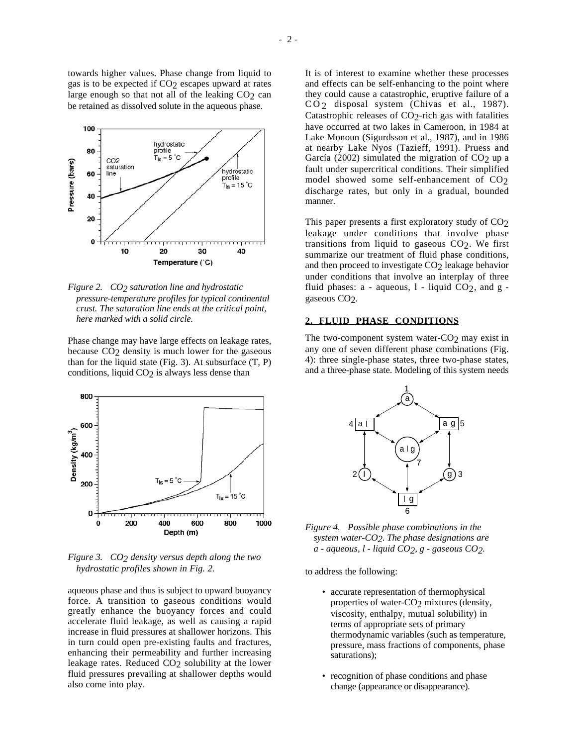towards higher values. Phase change from liquid to gas is to be expected if $CO_2$ escapes upward at rates large enough so that not all of the leaking $CO_2$ can be retained as dissolved solute in the aqueous phase.

*Figure 2. $CO_2$ saturation line and hydrostatic pressure-temperature profiles for typical continental crust. The saturation line ends at the critical point, here marked with a solid circle.*

Phase change may have large effects on leakage rates, because $CO_2$ density is much lower for the gaseous than for the liquid state (Fig. 3). At subsurface (T, P) conditions, liquid $CO_2$ is always less dense than aqueous phase and thus is subject to upward buoyancy force. A transition to gaseous conditions would greatly enhance the buoyancy forces and could accelerate fluid leakage, as well as causing a rapid increase in fluid pressures at shallower horizons. This in turn could open pre-existing faults and fractures, enhancing their permeability and further increasing leakage rates. Reduced $CO_2$ solubility at the lower fluid pressures prevailing at shallower depths would also come into play.

*Figure 3. $CO_2$ density versus depth along the two hydrostatic profiles shown in Fig. 2.*

It is of interest to examine whether these processes and effects can be self-enhancing to the point where they could cause a catastrophic, eruptive failure of a $CO_2$ disposal system (Chivas et al., 1987). Catastrophic releases of $CO_2$-rich gas with fatalities have occurred at two lakes in Cameroon, in 1984 at Lake Monoun (Sigurdsson et al., 1987), and in 1986 at nearby Lake Nyos (Tazieff, 1991). Pruess and García (2002) simulated the migration of $CO_2$ up a fault under supercritical conditions. Their simplified model showed some self-enhancement of $CO_2$ discharge rates, but only in a gradual, bounded manner.

This paper presents a first exploratory study of $CO_2$ leakage under conditions that involve phase transitions from liquid to gaseous $CO_2$. We first summarize our treatment of fluid phase conditions, and then proceed to investigate $CO_2$ leakage behavior under conditions that involve an interplay of three fluid phases: a - aqueous, l - liquid $CO_2$, and g - gaseous $CO_2$.

## 2. FLUID PHASE CONDITIONS

The two-component system water-$CO_2$ may exist in any one of seven different phase combinations (Fig. 4): three single-phase states, three two-phase states, and a three-phase state. Modeling of this system needs to address the following:

*Figure 4. Possible phase combinations in the system water-$CO_2$. The phase designations are a - aqueous, l - liquid $CO_2$, g - gaseous $CO_2$.*

- accurate representation of thermophysical properties of water-$CO_2$ mixtures (density, viscosity, enthalpy, mutual solubility) in terms of appropriate sets of primary thermodynamic variables (such as temperature, pressure, mass fractions of components, phase saturations);
- recognition of phase conditions and phase change (appearance or disappearance).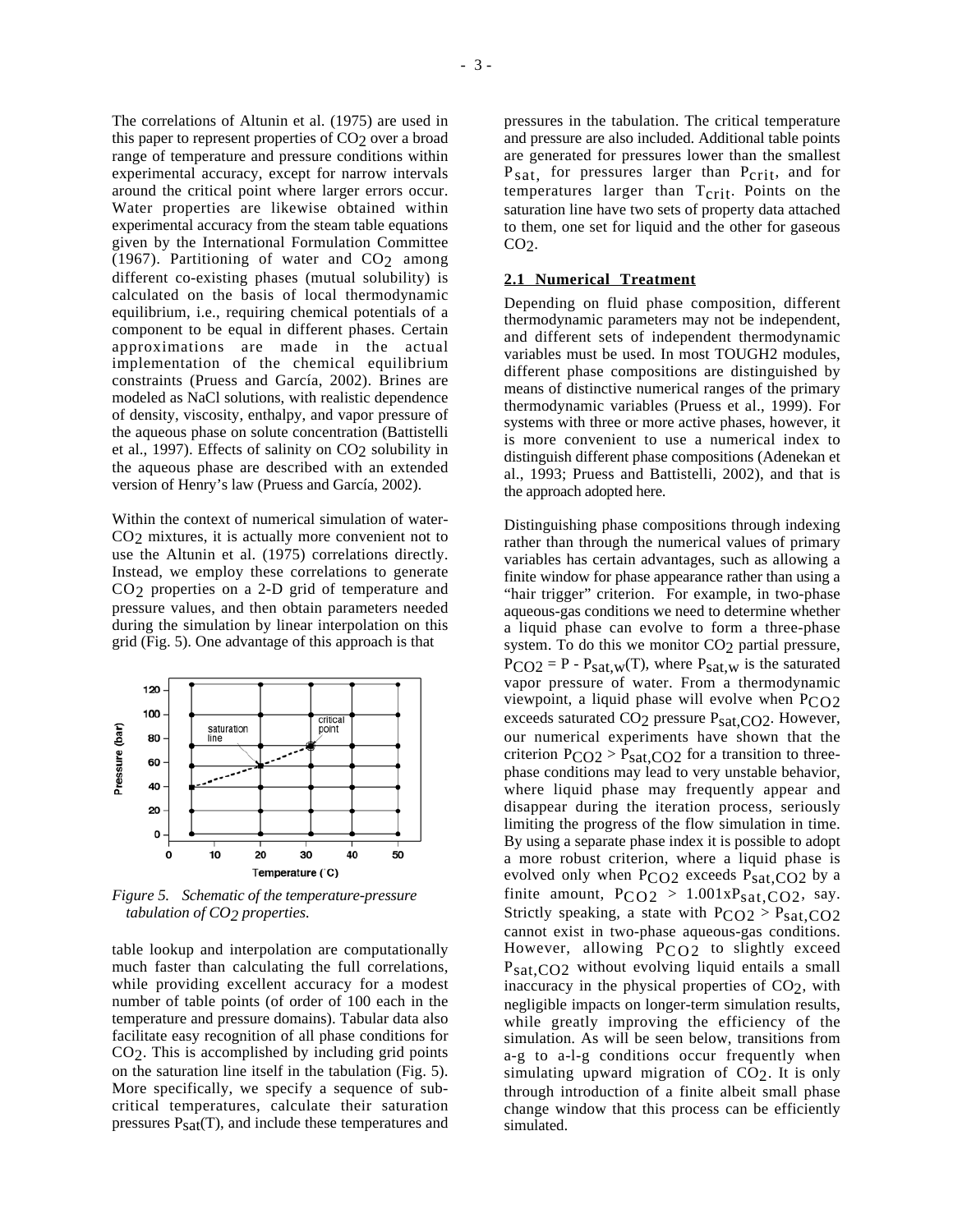The correlations of Altunin et al. (1975) are used in this paper to represent properties of $CO_2$ over a broad range of temperature and pressure conditions within experimental accuracy, except for narrow intervals around the critical point where larger errors occur. Water properties are likewise obtained within experimental accuracy from the steam table equations given by the International Formulation Committee (1967). Partitioning of water and $CO_2$ among different co-existing phases (mutual solubility) is calculated on the basis of local thermodynamic equilibrium, i.e., requiring chemical potentials of a component to be equal in different phases. Certain approximations are made in the actual implementation of the chemical equilibrium constraints (Pruess and García, 2002). Brines are modeled as NaCl solutions, with realistic dependence of density, viscosity, enthalpy, and vapor pressure of the aqueous phase on solute concentration (Battistelli et al., 1997). Effects of salinity on $CO_2$ solubility in the aqueous phase are described with an extended version of Henry's law (Pruess and García, 2002).

Within the context of numerical simulation of water-$CO_2$ mixtures, it is actually more convenient not to use the Altunin et al. (1975) correlations directly. Instead, we employ these correlations to generate $CO_2$ properties on a 2-D grid of temperature and pressure values, and then obtain parameters needed during the simulation by linear interpolation on this grid (Fig. 5). One advantage of this approach is that table lookup and interpolation are computationally much faster than calculating the full correlations, while providing excellent accuracy for a modest number of table points (of order of 100 each in the temperature and pressure domains). Tabular data also facilitate easy recognition of all phase conditions for $CO_2$. This is accomplished by including grid points on the saturation line itself in the tabulation (Fig. 5). More specifically, we specify a sequence of sub-critical temperatures, calculate their saturation pressures $P_{sat}(T)$, and include these temperatures and pressures in the tabulation. The critical temperature and pressure are also included. Additional table points are generated for pressures lower than the smallest $P_{sat}$, for pressures larger than $P_{crit}$, and for temperatures larger than $T_{crit}$. Points on the saturation line have two sets of property data attached to them, one set for liquid and the other for gaseous $CO_2$.

*Figure 5. Schematic of the temperature-pressure tabulation of $CO_2$ properties.*

## 2.1 Numerical Treatment

Depending on fluid phase composition, different thermodynamic parameters may not be independent, and different sets of independent thermodynamic variables must be used. In most TOUGH2 modules, different phase compositions are distinguished by means of distinctive numerical ranges of the primary thermodynamic variables (Pruess et al., 1999). For systems with three or more active phases, however, it is more convenient to use a numerical index to distinguish different phase compositions (Adenekan et al., 1993; Pruess and Battistelli, 2002), and that is the approach adopted here.

Distinguishing phase compositions through indexing rather than through the numerical values of primary variables has certain advantages, such as allowing a finite window for phase appearance rather than using a "hair trigger" criterion. For example, in two-phase aqueous-gas conditions we need to determine whether a liquid phase can evolve to form a three-phase system. To do this we monitor $CO_2$ partial pressure, $P_{CO2} = P - P_{sat,w}(T)$, where $P_{sat,w}$ is the saturated vapor pressure of water. From a thermodynamic viewpoint, a liquid phase will evolve when $P_{CO2}$ exceeds saturated $CO_2$ pressure $P_{sat,CO2}$. However, our numerical experiments have shown that the criterion $P_{CO2} > P_{sat,CO2}$ for a transition to three-phase conditions may lead to very unstable behavior, where liquid phase may frequently appear and disappear during the iteration process, seriously limiting the progress of the flow simulation in time. By using a separate phase index it is possible to adopt a more robust criterion, where a liquid phase is evolved only when $P_{CO2}$ exceeds $P_{sat,CO2}$ by a finite amount, $P_{CO2} > 1.001 \times P_{sat,CO2}$, say. Strictly speaking, a state with $P_{CO2} > P_{sat,CO2}$ cannot exist in two-phase aqueous-gas conditions. However, allowing $P_{CO2}$ to slightly exceed $P_{sat,CO2}$ without evolving liquid entails a small inaccuracy in the physical properties of $CO_2$, with negligible impacts on longer-term simulation results, while greatly improving the efficiency of the simulation. As will be seen below, transitions from a-g to a-l-g conditions occur frequently when simulating upward migration of $CO_2$. It is only through introduction of a finite albeit small phase change window that this process can be efficiently simulated.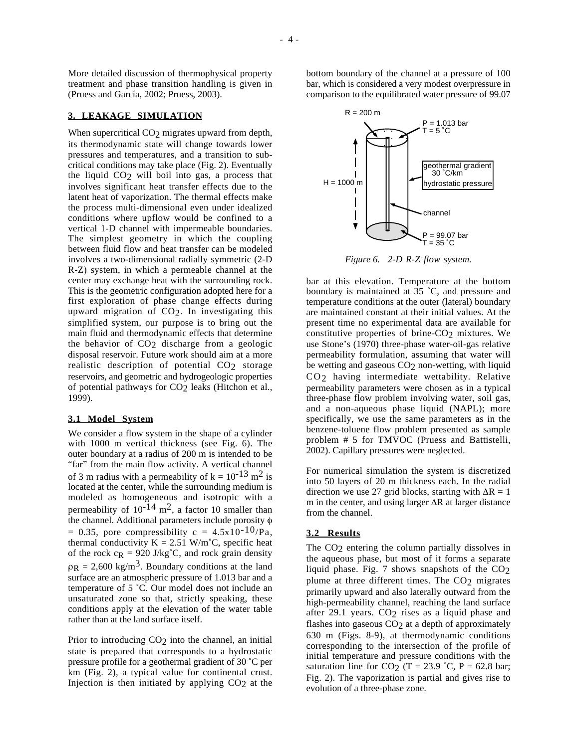More detailed discussion of thermophysical property treatment and phase transition handling is given in (Pruess and García, 2002; Pruess, 2003).

## 3. LEAKAGE SIMULATION

When supercritical $CO_2$ migrates upward from depth, its thermodynamic state will change towards lower pressures and temperatures, and a transition to sub-critical conditions may take place (Fig. 2). Eventually the liquid $CO_2$ will boil into gas, a process that involves significant heat transfer effects due to the latent heat of vaporization. The thermal effects make the process multi-dimensional even under idealized conditions where upflow would be confined to a vertical 1-D channel with impermeable boundaries. The simplest geometry in which the coupling between fluid flow and heat transfer can be modeled involves a two-dimensional radially symmetric (2-D R-Z) system, in which a permeable channel at the center may exchange heat with the surrounding rock. This is the geometric configuration adopted here for a first exploration of phase change effects during upward migration of $CO_2$. In investigating this simplified system, our purpose is to bring out the main fluid and thermodynamic effects that determine the behavior of $CO_2$ discharge from a geologic disposal reservoir. Future work should aim at a more realistic description of potential $CO_2$ storage reservoirs, and geometric and hydrogeologic properties of potential pathways for $CO_2$ leaks (Hitchon et al., 1999).

### 3.1 Model System

We consider a flow system in the shape of a cylinder with 1000 m vertical thickness (see Fig. 6). The outer boundary at a radius of 200 m is intended to be "far" from the main flow activity. A vertical channel of 3 m radius with a permeability of $k = 10^{-13}$ m$^2$ is located at the center, while the surrounding medium is modeled as homogeneous and isotropic with a permeability of $10^{-14}$ m$^2$, a factor 10 smaller than the channel. Additional parameters include porosity $\phi = 0.35$, pore compressibility $c = 4.5 \times 10^{-10}$/Pa, thermal conductivity $K = 2.51$ W/m˚C, specific heat of the rock $c_R = 920$ J/kg˚C, and rock grain density $\rho_R = 2{,}600$ kg/m$^3$. Boundary conditions at the land surface are an atmospheric pressure of 1.013 bar and a temperature of 5 ˚C. Our model does not include an unsaturated zone so that, strictly speaking, these conditions apply at the elevation of the water table rather than at the land surface itself.

Prior to introducing $CO_2$ into the channel, an initial state is prepared that corresponds to a hydrostatic pressure profile for a geothermal gradient of 30 ˚C per km (Fig. 2), a typical value for continental crust. Injection is then initiated by applying $CO_2$ at the bottom boundary of the channel at a pressure of 100 bar, which is considered a very modest overpressure in comparison to the equilibrated water pressure of 99.07 bar at this elevation. Temperature at the bottom boundary is maintained at 35 ˚C, and pressure and temperature conditions at the outer (lateral) boundary are maintained constant at their initial values. At the present time no experimental data are available for constitutive properties of brine-$CO_2$ mixtures. We use Stone's (1970) three-phase water-oil-gas relative permeability formulation, assuming that water will be wetting and gaseous $CO_2$ non-wetting, with liquid $CO_2$ having intermediate wettability. Relative permeability parameters were chosen as in a typical three-phase flow problem involving water, soil gas, and a non-aqueous phase liquid (NAPL); more specifically, we use the same parameters as in the benzene-toluene flow problem presented as sample problem # 5 for TMVOC (Pruess and Battistelli, 2002). Capillary pressures were neglected.

R = 200 m; P = 1.013 bar, T = 5 ˚C; H = 1000 m; geothermal gradient 30 ˚C/km; hydrostatic pressure; channel; P = 99.07 bar, T = 35 ˚C

*Figure 6. 2-D R-Z flow system.*

For numerical simulation the system is discretized into 50 layers of 20 m thickness each. In the radial direction we use 27 grid blocks, starting with $\Delta R = 1$ m in the center, and using larger $\Delta R$ at larger distance from the channel.

### 3.2 Results

The $CO_2$ entering the column partially dissolves in the aqueous phase, but most of it forms a separate liquid phase. Fig. 7 shows snapshots of the $CO_2$ plume at three different times. The $CO_2$ migrates primarily upward and also laterally outward from the high-permeability channel, reaching the land surface after 29.1 years. $CO_2$ rises as a liquid phase and flashes into gaseous $CO_2$ at a depth of approximately 630 m (Figs. 8-9), at thermodynamic conditions corresponding to the intersection of the profile of initial temperature and pressure conditions with the saturation line for $CO_2$ (T = 23.9 ˚C, P = 62.8 bar; Fig. 2). The vaporization is partial and gives rise to evolution of a three-phase zone.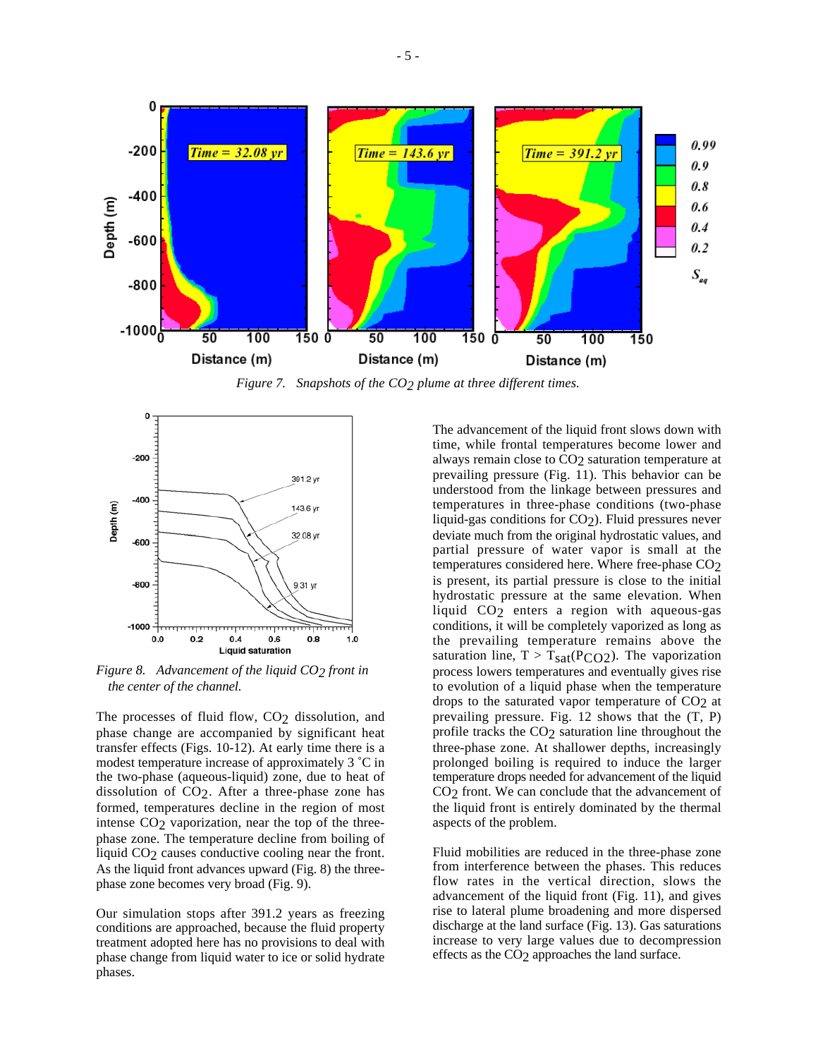*Figure 7. Snapshots of the $CO_2$ plume at three different times.*

*Figure 8. Advancement of the liquid $CO_2$ front in the center of the channel.*

The processes of fluid flow, $CO_2$ dissolution, and phase change are accompanied by significant heat transfer effects (Figs. 10-12). At early time there is a modest temperature increase of approximately 3 ˚C in the two-phase (aqueous-liquid) zone, due to heat of dissolution of $CO_2$. After a three-phase zone has formed, temperatures decline in the region of most intense $CO_2$ vaporization, near the top of the three-phase zone. The temperature decline from boiling of liquid $CO_2$ causes conductive cooling near the front. As the liquid front advances upward (Fig. 8) the three-phase zone becomes very broad (Fig. 9).

Our simulation stops after 391.2 years as freezing conditions are approached, because the fluid property treatment adopted here has no provisions to deal with phase change from liquid water to ice or solid hydrate phases.

The advancement of the liquid front slows down with time, while frontal temperatures become lower and always remain close to $CO_2$ saturation temperature at prevailing pressure (Fig. 11). This behavior can be understood from the linkage between pressures and temperatures in three-phase conditions (two-phase liquid-gas conditions for $CO_2$). Fluid pressures never deviate much from the original hydrostatic values, and partial pressure of water vapor is small at the temperatures considered here. Where free-phase $CO_2$ is present, its partial pressure is close to the initial hydrostatic pressure at the same elevation. When liquid $CO_2$ enters a region with aqueous-gas conditions, it will be completely vaporized as long as the prevailing temperature remains above the saturation line, $T > T_{sat}(P_{CO2})$. The vaporization process lowers temperatures and eventually gives rise to evolution of a liquid phase when the temperature drops to the saturated vapor temperature of $CO_2$ at prevailing pressure. Fig. 12 shows that the (T, P) profile tracks the $CO_2$ saturation line throughout the three-phase zone. At shallower depths, increasingly prolonged boiling is required to induce the larger temperature drops needed for advancement of the liquid $CO_2$ front. We can conclude that the advancement of the liquid front is entirely dominated by the thermal aspects of the problem.

Fluid mobilities are reduced in the three-phase zone from interference between the phases. This reduces flow rates in the vertical direction, slows the advancement of the liquid front (Fig. 11), and gives rise to lateral plume broadening and more dispersed discharge at the land surface (Fig. 13). Gas saturations increase to very large values due to decompression effects as the $CO_2$ approaches the land surface.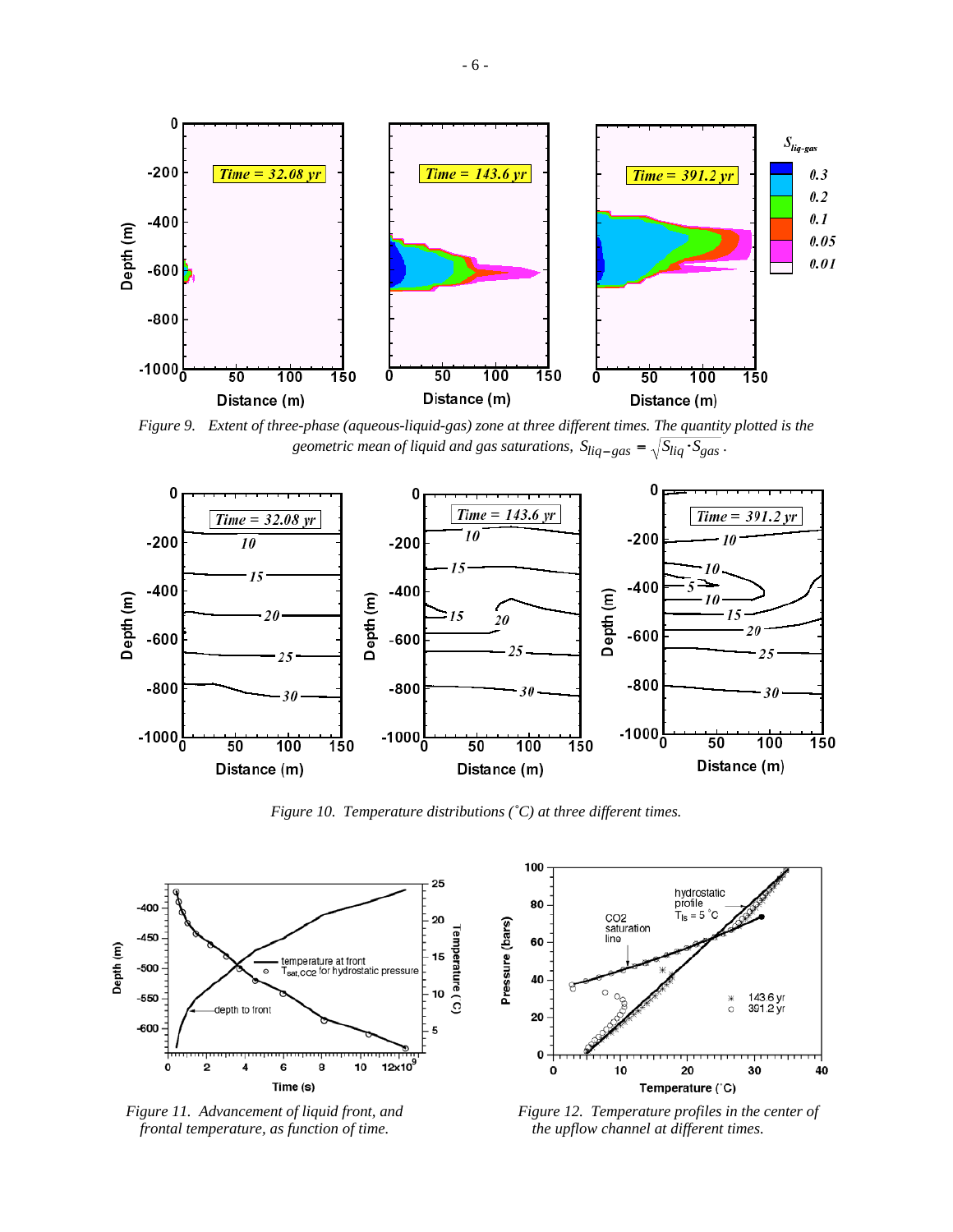*Figure 9. Extent of three-phase (aqueous-liquid-gas) zone at three different times. The quantity plotted is the geometric mean of liquid and gas saturations,* $S_{liq-gas} = \sqrt{S_{liq} \cdot S_{gas}}$.

*Figure 10. Temperature distributions (˚C) at three different times.*

*Figure 11. Advancement of liquid front, and frontal temperature, as function of time.*

*Figure 12. Temperature profiles in the center of the upflow channel at different times.*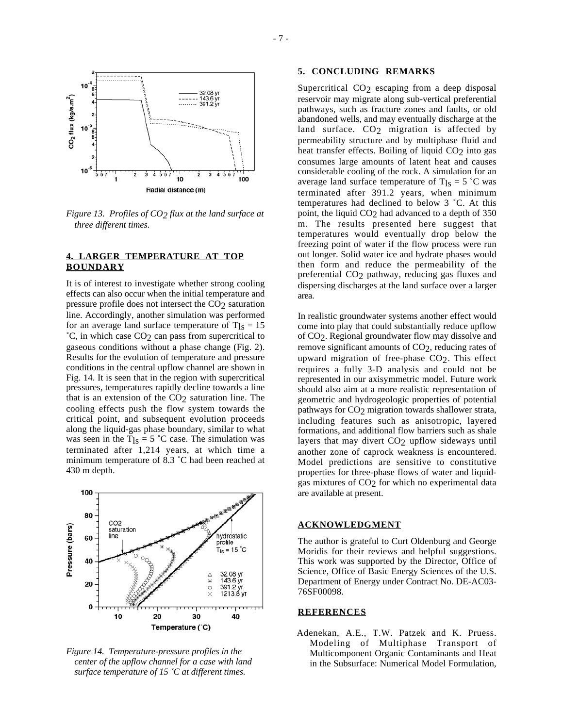*Figure 13. Profiles of $CO_2$ flux at the land surface at three different times.*

## 4. LARGER TEMPERATURE AT TOP BOUNDARY

It is of interest to investigate whether strong cooling effects can also occur when the initial temperature and pressure profile does not intersect the $CO_2$ saturation line. Accordingly, another simulation was performed for an average land surface temperature of $T_{ls} = 15$ ˚C, in which case $CO_2$ can pass from supercritical to gaseous conditions without a phase change (Fig. 2). Results for the evolution of temperature and pressure conditions in the central upflow channel are shown in Fig. 14. It is seen that in the region with supercritical pressures, temperatures rapidly decline towards a line that is an extension of the $CO_2$ saturation line. The cooling effects push the flow system towards the critical point, and subsequent evolution proceeds along the liquid-gas phase boundary, similar to what was seen in the $T_{ls} = 5$ ˚C case. The simulation was terminated after 1,214 years, at which time a minimum temperature of 8.3 ˚C had been reached at 430 m depth.

*Figure 14. Temperature-pressure profiles in the center of the upflow channel for a case with land surface temperature of 15 ˚C at different times.*

## 5. CONCLUDING REMARKS

Supercritical $CO_2$ escaping from a deep disposal reservoir may migrate along sub-vertical preferential pathways, such as fracture zones and faults, or old abandoned wells, and may eventually discharge at the land surface. $CO_2$ migration is affected by permeability structure and by multiphase fluid and heat transfer effects. Boiling of liquid $CO_2$ into gas consumes large amounts of latent heat and causes considerable cooling of the rock. A simulation for an average land surface temperature of $T_{ls} = 5$ ˚C was terminated after 391.2 years, when minimum temperatures had declined to below 3 ˚C. At this point, the liquid $CO_2$ had advanced to a depth of 350 m. The results presented here suggest that temperatures would eventually drop below the freezing point of water if the flow process were run out longer. Solid water ice and hydrate phases would then form and reduce the permeability of the preferential $CO_2$ pathway, reducing gas fluxes and dispersing discharges at the land surface over a larger area.

In realistic groundwater systems another effect would come into play that could substantially reduce upflow of $CO_2$. Regional groundwater flow may dissolve and remove significant amounts of $CO_2$, reducing rates of upward migration of free-phase $CO_2$. This effect requires a fully 3-D analysis and could not be represented in our axisymmetric model. Future work should also aim at a more realistic representation of geometric and hydrogeologic properties of potential pathways for $CO_2$ migration towards shallower strata, including features such as anisotropic, layered formations, and additional flow barriers such as shale layers that may divert $CO_2$ upflow sideways until another zone of caprock weakness is encountered. Model predictions are sensitive to constitutive properties for three-phase flows of water and liquid-gas mixtures of $CO_2$ for which no experimental data are available at present.

## ACKNOWLEDGMENT

The author is grateful to Curt Oldenburg and George Moridis for their reviews and helpful suggestions. This work was supported by the Director, Office of Science, Office of Basic Energy Sciences of the U.S. Department of Energy under Contract No. DE-AC03-76SF00098.

## REFERENCES

Adenekan, A.E., T.W. Patzek and K. Pruess. Modeling of Multiphase Transport of Multicomponent Organic Contaminants and Heat in the Subsurface: Numerical Model Formulation,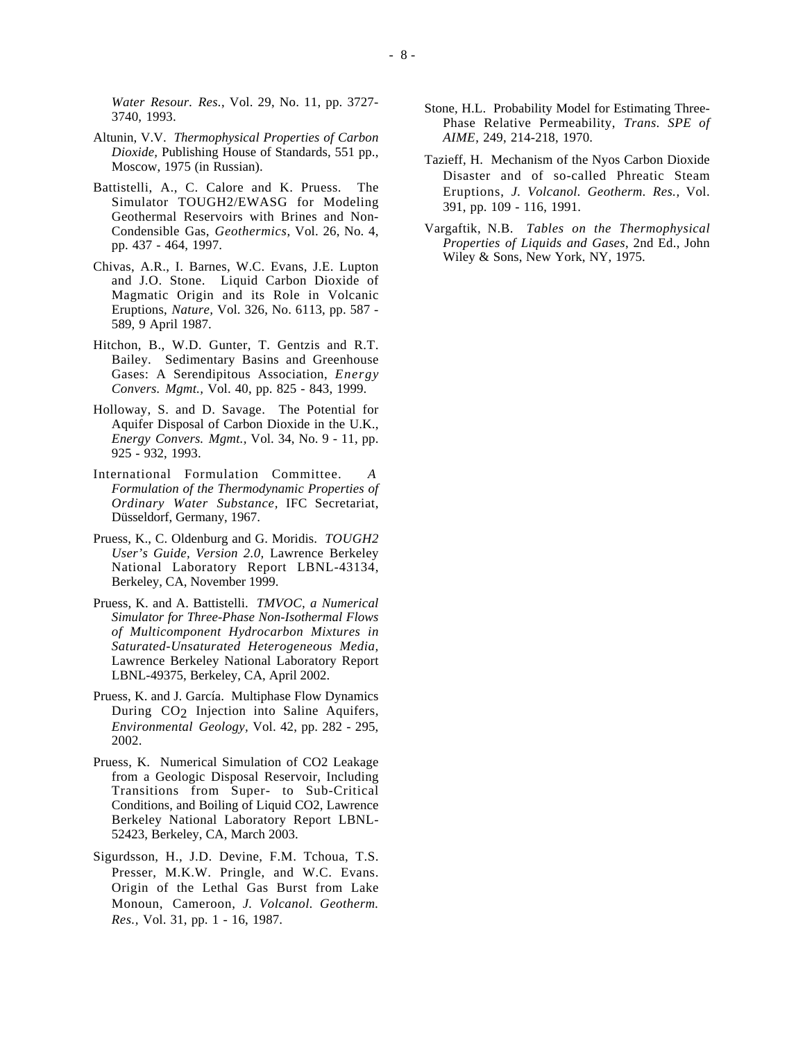*Water Resour. Res.*, Vol. 29, No. 11, pp. 3727-3740, 1993.

Altunin, V.V. *Thermophysical Properties of Carbon Dioxide*, Publishing House of Standards, 551 pp., Moscow, 1975 (in Russian).

Battistelli, A., C. Calore and K. Pruess. The Simulator TOUGH2/EWASG for Modeling Geothermal Reservoirs with Brines and Non-Condensible Gas, *Geothermics*, Vol. 26, No. 4, pp. 437 - 464, 1997.

Chivas, A.R., I. Barnes, W.C. Evans, J.E. Lupton and J.O. Stone. Liquid Carbon Dioxide of Magmatic Origin and its Role in Volcanic Eruptions, *Nature*, Vol. 326, No. 6113, pp. 587 - 589, 9 April 1987.

Hitchon, B., W.D. Gunter, T. Gentzis and R.T. Bailey. Sedimentary Basins and Greenhouse Gases: A Serendipitous Association, *Energy Convers. Mgmt.*, Vol. 40, pp. 825 - 843, 1999.

Holloway, S. and D. Savage. The Potential for Aquifer Disposal of Carbon Dioxide in the U.K., *Energy Convers. Mgmt.*, Vol. 34, No. 9 - 11, pp. 925 - 932, 1993.

International Formulation Committee. *A Formulation of the Thermodynamic Properties of Ordinary Water Substance*, IFC Secretariat, Düsseldorf, Germany, 1967.

Pruess, K., C. Oldenburg and G. Moridis. *TOUGH2 User's Guide, Version 2.0*, Lawrence Berkeley National Laboratory Report LBNL-43134, Berkeley, CA, November 1999.

Pruess, K. and A. Battistelli. *TMVOC, a Numerical Simulator for Three-Phase Non-Isothermal Flows of Multicomponent Hydrocarbon Mixtures in Saturated-Unsaturated Heterogeneous Media*, Lawrence Berkeley National Laboratory Report LBNL-49375, Berkeley, CA, April 2002.

Pruess, K. and J. García. Multiphase Flow Dynamics During $CO_2$ Injection into Saline Aquifers, *Environmental Geology*, Vol. 42, pp. 282 - 295, 2002.

Pruess, K. Numerical Simulation of CO2 Leakage from a Geologic Disposal Reservoir, Including Transitions from Super- to Sub-Critical Conditions, and Boiling of Liquid CO2, Lawrence Berkeley National Laboratory Report LBNL-52423, Berkeley, CA, March 2003.

Sigurdsson, H., J.D. Devine, F.M. Tchoua, T.S. Presser, M.K.W. Pringle, and W.C. Evans. Origin of the Lethal Gas Burst from Lake Monoun, Cameroon, *J. Volcanol. Geotherm. Res.*, Vol. 31, pp. 1 - 16, 1987.

Stone, H.L. Probability Model for Estimating Three-Phase Relative Permeability, *Trans. SPE of AIME*, 249, 214-218, 1970.

Tazieff, H. Mechanism of the Nyos Carbon Dioxide Disaster and of so-called Phreatic Steam Eruptions, *J. Volcanol. Geotherm. Res.*, Vol. 391, pp. 109 - 116, 1991.

Vargaftik, N.B. *Tables on the Thermophysical Properties of Liquids and Gases*, 2nd Ed., John Wiley & Sons, New York, NY, 1975.